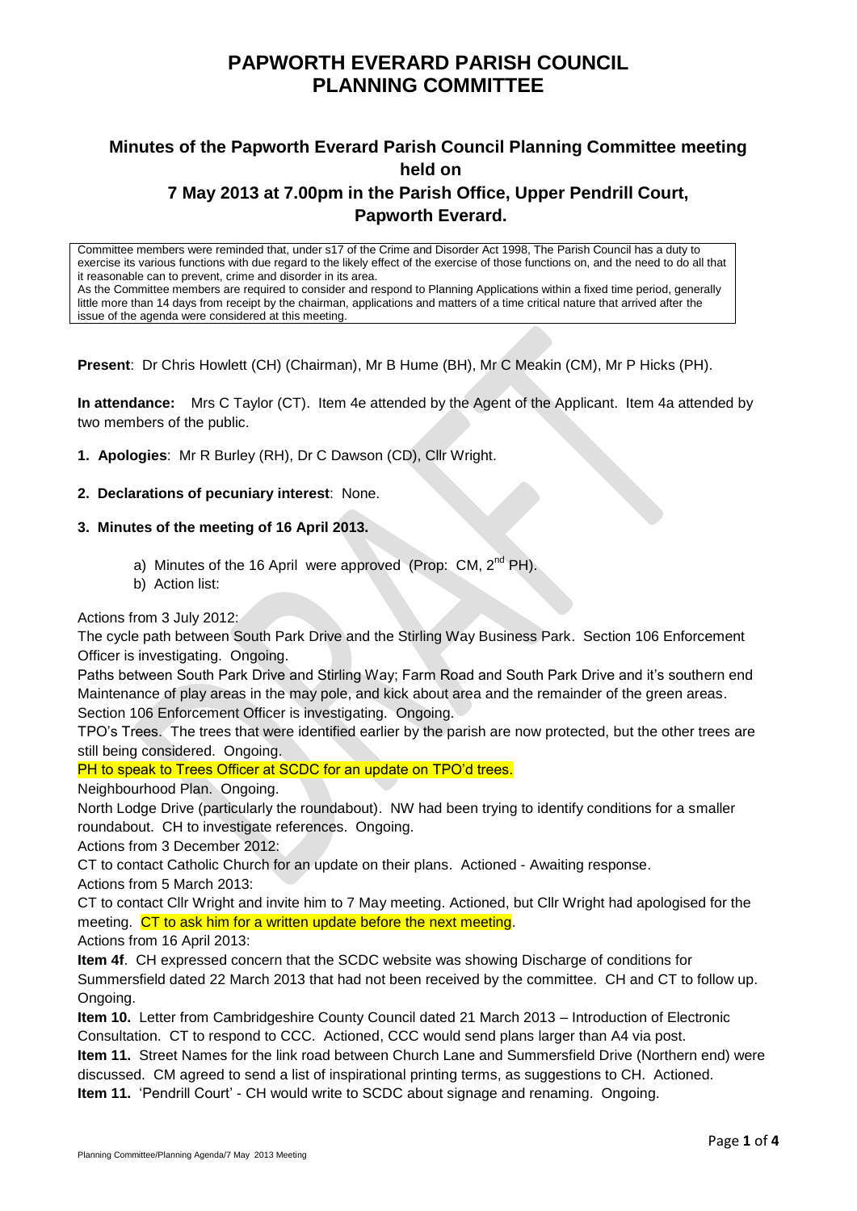# PAPWORTH EVERARD PARISH COUNCIL PLANNING COMMITTEE

## Minutes of the Papworth Everard Parish Council Planning Committee meeting held on 7 May 2013 at 7.00pm in the Parish Office, Upper Pendrill Court, Papworth Everard.

Committee members were reminded that, under s17 of the Crime and Disorder Act 1998, The Parish Council has a duty to exercise its various functions with due regard to the likely effect of the exercise of those functions on, and the need to do all that it reasonable can to prevent, crime and disorder in its area.
As the Committee members are required to consider and respond to Planning Applications within a fixed time period, generally little more than 14 days from receipt by the chairman, applications and matters of a time critical nature that arrived after the issue of the agenda were considered at this meeting.

**Present**: Dr Chris Howlett (CH) (Chairman), Mr B Hume (BH), Mr C Meakin (CM), Mr P Hicks (PH).

**In attendance:** Mrs C Taylor (CT). Item 4e attended by the Agent of the Applicant. Item 4a attended by two members of the public.

1. **Apologies**: Mr R Burley (RH), Dr C Dawson (CD), Cllr Wright.

2. **Declarations of pecuniary interest**: None.

3. **Minutes of the meeting of 16 April 2013.**

   a) Minutes of the 16 April were approved (Prop: CM, 2nd PH).
   b) Action list:

Actions from 3 July 2012:
The cycle path between South Park Drive and the Stirling Way Business Park. Section 106 Enforcement Officer is investigating. Ongoing.
Paths between South Park Drive and Stirling Way; Farm Road and South Park Drive and it's southern end Maintenance of play areas in the may pole, and kick about area and the remainder of the green areas. Section 106 Enforcement Officer is investigating. Ongoing.
TPO's Trees. The trees that were identified earlier by the parish are now protected, but the other trees are still being considered. Ongoing.
PH to speak to Trees Officer at SCDC for an update on TPO'd trees.
Neighbourhood Plan. Ongoing.
North Lodge Drive (particularly the roundabout). NW had been trying to identify conditions for a smaller roundabout. CH to investigate references. Ongoing.
Actions from 3 December 2012:
CT to contact Catholic Church for an update on their plans. Actioned - Awaiting response.
Actions from 5 March 2013:
CT to contact Cllr Wright and invite him to 7 May meeting. Actioned, but Cllr Wright had apologised for the meeting. CT to ask him for a written update before the next meeting.
Actions from 16 April 2013:
**Item 4f**. CH expressed concern that the SCDC website was showing Discharge of conditions for Summersfield dated 22 March 2013 that had not been received by the committee. CH and CT to follow up. Ongoing.
**Item 10.** Letter from Cambridgeshire County Council dated 21 March 2013 – Introduction of Electronic Consultation. CT to respond to CCC. Actioned, CCC would send plans larger than A4 via post.
**Item 11.** Street Names for the link road between Church Lane and Summersfield Drive (Northern end) were discussed. CM agreed to send a list of inspirational printing terms, as suggestions to CH. Actioned.
**Item 11.** 'Pendrill Court' - CH would write to SCDC about signage and renaming. Ongoing.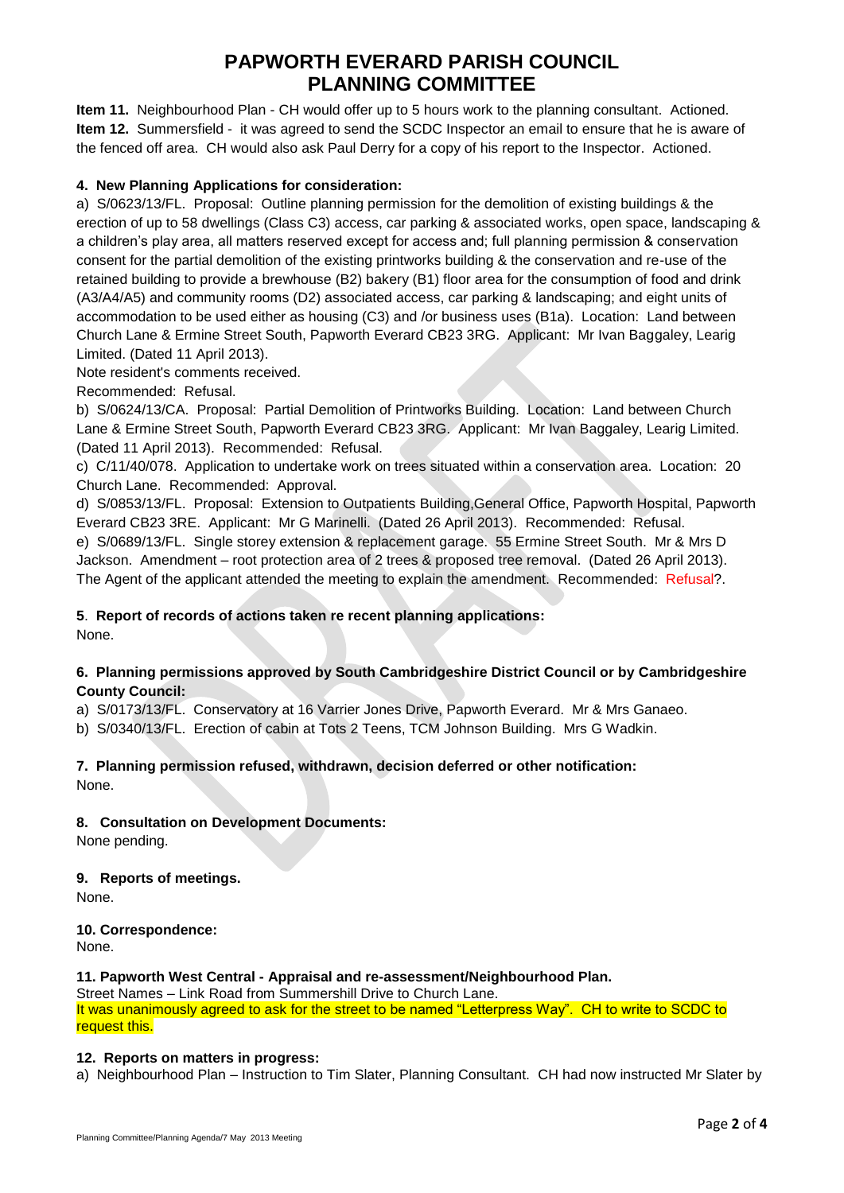# PAPWORTH EVERARD PARISH COUNCIL
# PLANNING COMMITTEE

**Item 11.** Neighbourhood Plan - CH would offer up to 5 hours work to the planning consultant. Actioned.
**Item 12.** Summersfield - it was agreed to send the SCDC Inspector an email to ensure that he is aware of the fenced off area. CH would also ask Paul Derry for a copy of his report to the Inspector. Actioned.

**4. New Planning Applications for consideration:**

a) S/0623/13/FL. Proposal: Outline planning permission for the demolition of existing buildings & the erection of up to 58 dwellings (Class C3) access, car parking & associated works, open space, landscaping & a children's play area, all matters reserved except for access and; full planning permission & conservation consent for the partial demolition of the existing printworks building & the conservation and re-use of the retained building to provide a brewhouse (B2) bakery (B1) floor area for the consumption of food and drink (A3/A4/A5) and community rooms (D2) associated access, car parking & landscaping; and eight units of accommodation to be used either as housing (C3) and /or business uses (B1a). Location: Land between Church Lane & Ermine Street South, Papworth Everard CB23 3RG. Applicant: Mr Ivan Baggaley, Learig Limited. (Dated 11 April 2013).
Note resident's comments received.
Recommended: Refusal.

b) S/0624/13/CA. Proposal: Partial Demolition of Printworks Building. Location: Land between Church Lane & Ermine Street South, Papworth Everard CB23 3RG. Applicant: Mr Ivan Baggaley, Learig Limited. (Dated 11 April 2013). Recommended: Refusal.

c) C/11/40/078. Application to undertake work on trees situated within a conservation area. Location: 20 Church Lane. Recommended: Approval.

d) S/0853/13/FL. Proposal: Extension to Outpatients Building,General Office, Papworth Hospital, Papworth Everard CB23 3RE. Applicant: Mr G Marinelli. (Dated 26 April 2013). Recommended: Refusal.

e) S/0689/13/FL. Single storey extension & replacement garage. 55 Ermine Street South. Mr & Mrs D Jackson. Amendment – root protection area of 2 trees & proposed tree removal. (Dated 26 April 2013). The Agent of the applicant attended the meeting to explain the amendment. Recommended: Refusal?.

**5. Report of records of actions taken re recent planning applications:**
None.

**6. Planning permissions approved by South Cambridgeshire District Council or by Cambridgeshire County Council:**

a) S/0173/13/FL. Conservatory at 16 Varrier Jones Drive, Papworth Everard. Mr & Mrs Ganaeo.
b) S/0340/13/FL. Erection of cabin at Tots 2 Teens, TCM Johnson Building. Mrs G Wadkin.

**7. Planning permission refused, withdrawn, decision deferred or other notification:**
None.

**8. Consultation on Development Documents:**
None pending.

**9. Reports of meetings.**
None.

**10. Correspondence:**
None.

**11. Papworth West Central - Appraisal and re-assessment/Neighbourhood Plan.**
Street Names – Link Road from Summershill Drive to Church Lane.
It was unanimously agreed to ask for the street to be named "Letterpress Way". CH to write to SCDC to request this.

**12. Reports on matters in progress:**

a) Neighbourhood Plan – Instruction to Tim Slater, Planning Consultant. CH had now instructed Mr Slater by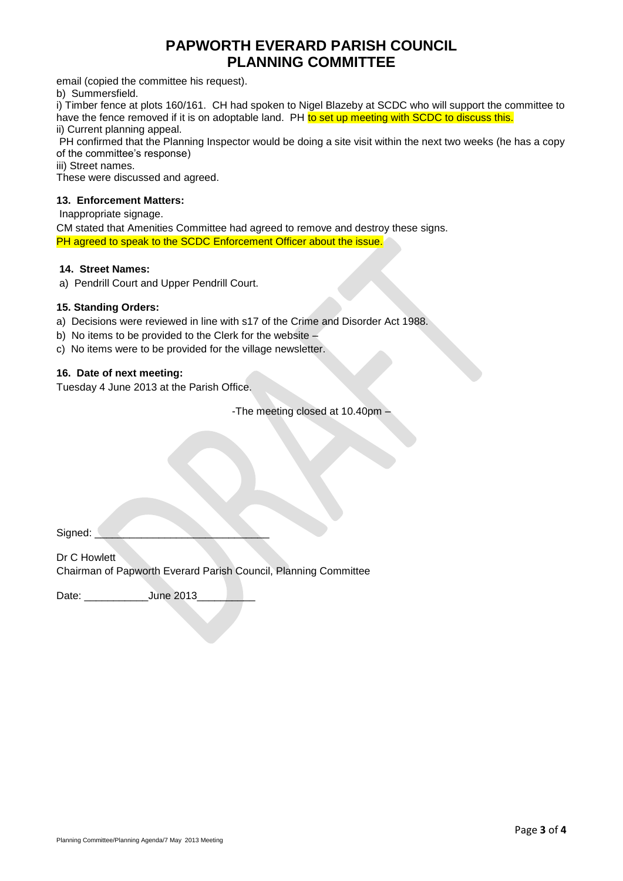# PAPWORTH EVERARD PARISH COUNCIL
# PLANNING COMMITTEE

email (copied the committee his request).

b) Summersfield.

i) Timber fence at plots 160/161. CH had spoken to Nigel Blazeby at SCDC who will support the committee to have the fence removed if it is on adoptable land. PH to set up meeting with SCDC to discuss this.

ii) Current planning appeal.

PH confirmed that the Planning Inspector would be doing a site visit within the next two weeks (he has a copy of the committee's response)

iii) Street names.

These were discussed and agreed.

**13. Enforcement Matters:**

Inappropriate signage.

CM stated that Amenities Committee had agreed to remove and destroy these signs.

PH agreed to speak to the SCDC Enforcement Officer about the issue.

**14. Street Names:**

a) Pendrill Court and Upper Pendrill Court.

**15. Standing Orders:**

a) Decisions were reviewed in line with s17 of the Crime and Disorder Act 1988.

b) No items to be provided to the Clerk for the website –

c) No items were to be provided for the village newsletter.

**16. Date of next meeting:**

Tuesday 4 June 2013 at the Parish Office.

-The meeting closed at 10.40pm –

Signed: ______________________________

Dr C Howlett

Chairman of Papworth Everard Parish Council, Planning Committee

Date: ___________June 2013__________

Planning Committee/Planning Agenda/7 May 2013 Meeting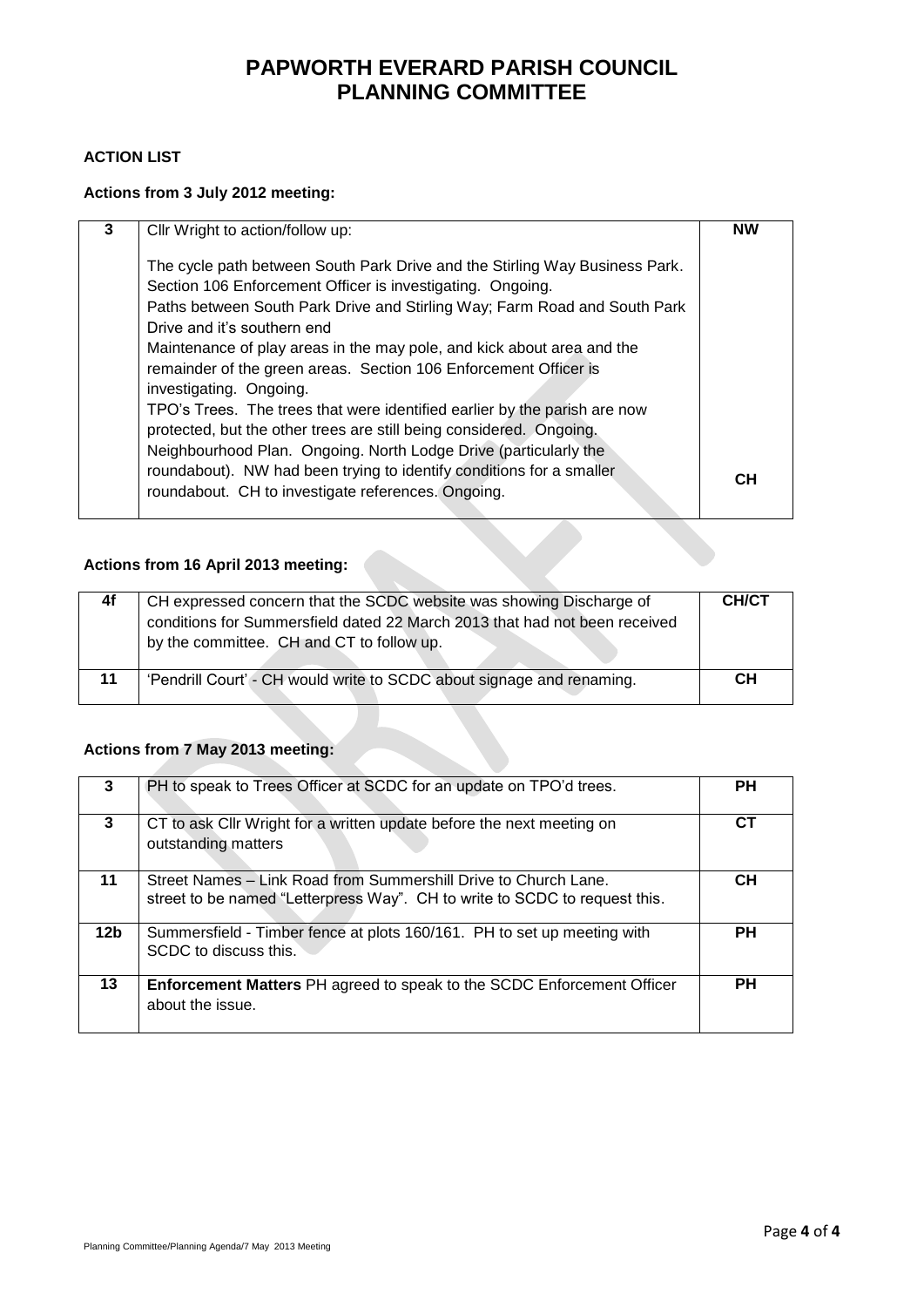# PAPWORTH EVERARD PARISH COUNCIL
# PLANNING COMMITTEE

**ACTION LIST**

**Actions from 3 July 2012 meeting:**

| | | |
|---|---|---|
| **3** | Cllr Wright to action/follow up:<br><br>The cycle path between South Park Drive and the Stirling Way Business Park. Section 106 Enforcement Officer is investigating. Ongoing.<br>Paths between South Park Drive and Stirling Way; Farm Road and South Park Drive and it's southern end<br>Maintenance of play areas in the may pole, and kick about area and the remainder of the green areas. Section 106 Enforcement Officer is investigating. Ongoing.<br>TPO's Trees. The trees that were identified earlier by the parish are now protected, but the other trees are still being considered. Ongoing.<br>Neighbourhood Plan. Ongoing. North Lodge Drive (particularly the roundabout). NW had been trying to identify conditions for a smaller roundabout. CH to investigate references. Ongoing. | **NW**<br><br><br><br><br><br><br><br><br><br><br><br><br>**CH** |

**Actions from 16 April 2013 meeting:**

| | | |
|---|---|---|
| **4f** | CH expressed concern that the SCDC website was showing Discharge of conditions for Summersfield dated 22 March 2013 that had not been received by the committee. CH and CT to follow up. | **CH/CT** |
| **11** | 'Pendrill Court' - CH would write to SCDC about signage and renaming. | **CH** |

**Actions from 7 May 2013 meeting:**

| | | |
|---|---|---|
| **3** | PH to speak to Trees Officer at SCDC for an update on TPO'd trees. | **PH** |
| **3** | CT to ask Cllr Wright for a written update before the next meeting on outstanding matters | **CT** |
| **11** | Street Names – Link Road from Summershill Drive to Church Lane. street to be named "Letterpress Way". CH to write to SCDC to request this. | **CH** |
| **12b** | Summersfield - Timber fence at plots 160/161. PH to set up meeting with SCDC to discuss this. | **PH** |
| **13** | **Enforcement Matters** PH agreed to speak to the SCDC Enforcement Officer about the issue. | **PH** |

Planning Committee/Planning Agenda/7 May 2013 Meeting